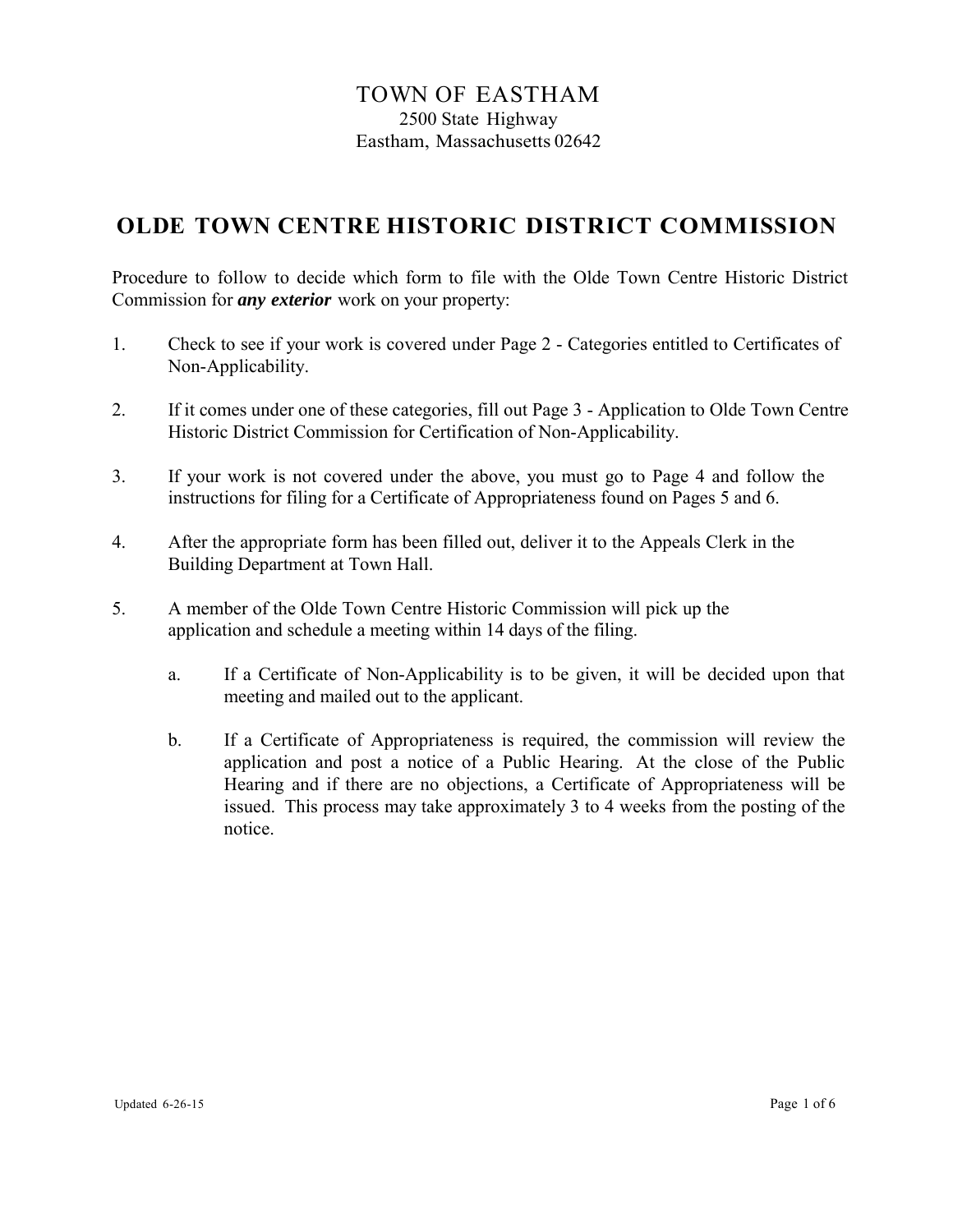# TOWN OF EASTHAM

2500 State Highway
Eastham, Massachusetts 02642

## OLDE TOWN CENTRE HISTORIC DISTRICT COMMISSION

Procedure to follow to decide which form to file with the Olde Town Centre Historic District Commission for ***any exterior*** work on your property:

1. Check to see if your work is covered under Page 2 - Categories entitled to Certificates of Non-Applicability.

2. If it comes under one of these categories, fill out Page 3 - Application to Olde Town Centre Historic District Commission for Certification of Non-Applicability.

3. If your work is not covered under the above, you must go to Page 4 and follow the instructions for filing for a Certificate of Appropriateness found on Pages 5 and 6.

4. After the appropriate form has been filled out, deliver it to the Appeals Clerk in the Building Department at Town Hall.

5. A member of the Olde Town Centre Historic Commission will pick up the application and schedule a meeting within 14 days of the filing.

   a. If a Certificate of Non-Applicability is to be given, it will be decided upon that meeting and mailed out to the applicant.

   b. If a Certificate of Appropriateness is required, the commission will review the application and post a notice of a Public Hearing. At the close of the Public Hearing and if there are no objections, a Certificate of Appropriateness will be issued. This process may take approximately 3 to 4 weeks from the posting of the notice.

Updated 6-26-15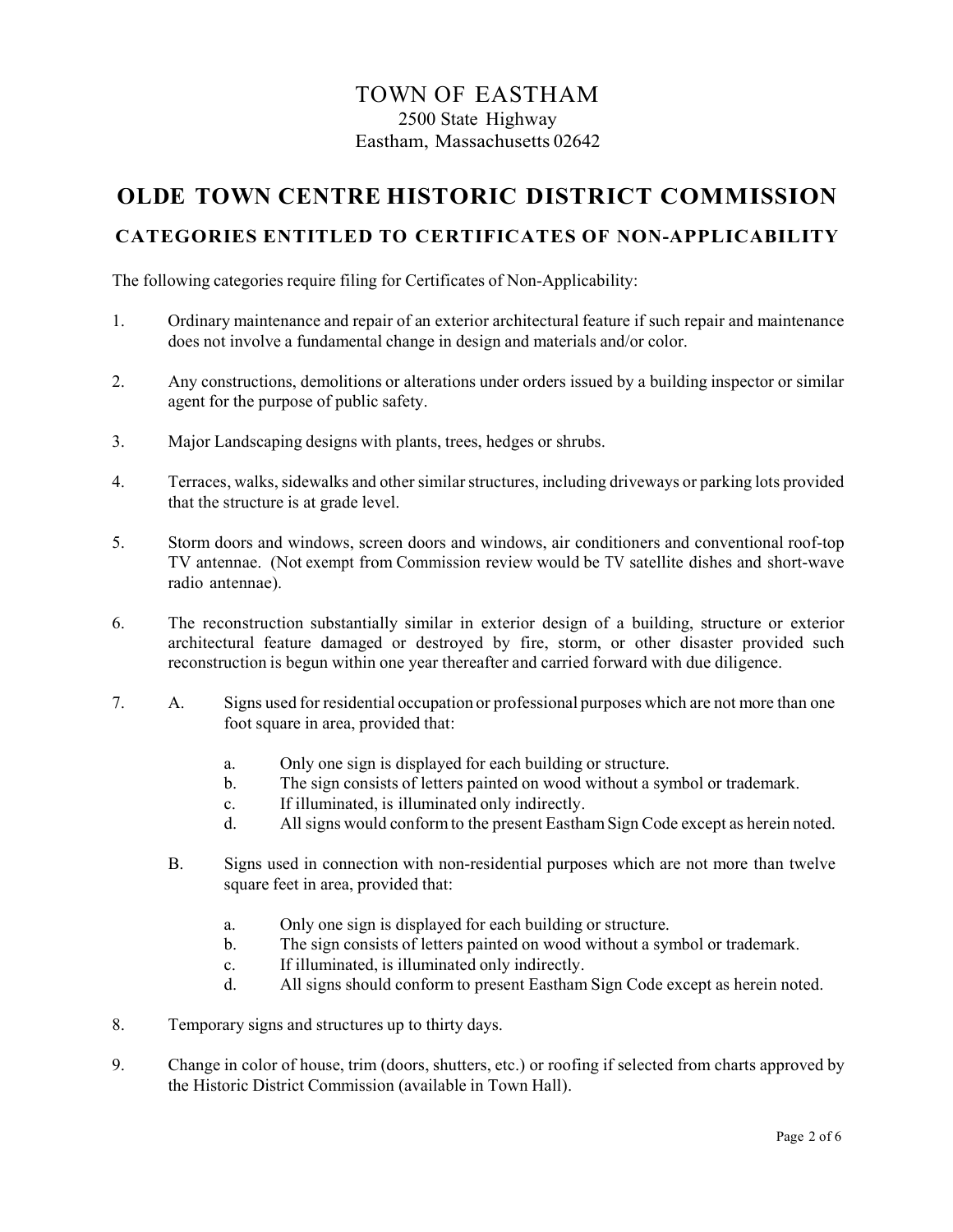# TOWN OF EASTHAM

2500 State Highway
Eastham, Massachusetts 02642

# OLDE TOWN CENTRE HISTORIC DISTRICT COMMISSION

## CATEGORIES ENTITLED TO CERTIFICATES OF NON-APPLICABILITY

The following categories require filing for Certificates of Non-Applicability:

1. Ordinary maintenance and repair of an exterior architectural feature if such repair and maintenance does not involve a fundamental change in design and materials and/or color.

2. Any constructions, demolitions or alterations under orders issued by a building inspector or similar agent for the purpose of public safety.

3. Major Landscaping designs with plants, trees, hedges or shrubs.

4. Terraces, walks, sidewalks and other similar structures, including driveways or parking lots provided that the structure is at grade level.

5. Storm doors and windows, screen doors and windows, air conditioners and conventional roof-top TV antennae. (Not exempt from Commission review would be TV satellite dishes and short-wave radio antennae).

6. The reconstruction substantially similar in exterior design of a building, structure or exterior architectural feature damaged or destroyed by fire, storm, or other disaster provided such reconstruction is begun within one year thereafter and carried forward with due diligence.

7. A. Signs used for residential occupation or professional purposes which are not more than one foot square in area, provided that:

   a. Only one sign is displayed for each building or structure.
   b. The sign consists of letters painted on wood without a symbol or trademark.
   c. If illuminated, is illuminated only indirectly.
   d. All signs would conform to the present Eastham Sign Code except as herein noted.

   B. Signs used in connection with non-residential purposes which are not more than twelve square feet in area, provided that:

   a. Only one sign is displayed for each building or structure.
   b. The sign consists of letters painted on wood without a symbol or trademark.
   c. If illuminated, is illuminated only indirectly.
   d. All signs should conform to present Eastham Sign Code except as herein noted.

8. Temporary signs and structures up to thirty days.

9. Change in color of house, trim (doors, shutters, etc.) or roofing if selected from charts approved by the Historic District Commission (available in Town Hall).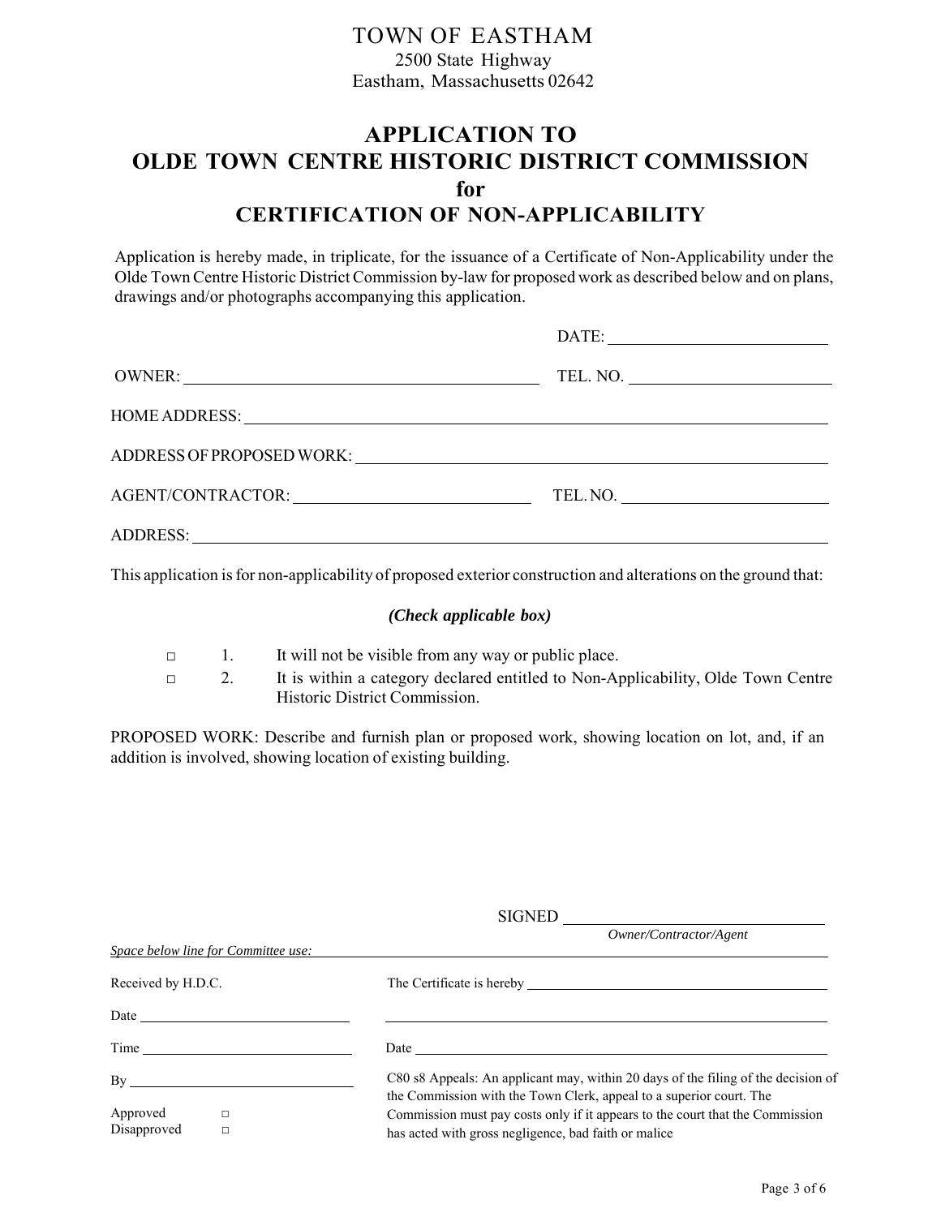TOWN OF EASTHAM
2500 State Highway
Eastham, Massachusetts 02642

# APPLICATION TO OLDE TOWN CENTRE HISTORIC DISTRICT COMMISSION for CERTIFICATION OF NON-APPLICABILITY

Application is hereby made, in triplicate, for the issuance of a Certificate of Non-Applicability under the Olde Town Centre Historic District Commission by-law for proposed work as described below and on plans, drawings and/or photographs accompanying this application.

DATE: ____________________

OWNER: ______________________________ TEL. NO. ____________________

HOME ADDRESS: ______________________________________________

ADDRESS OF PROPOSED WORK: ______________________________________

AGENT/CONTRACTOR: ______________________ TEL. NO. ____________________

ADDRESS: ______________________________________________

This application is for non-applicability of proposed exterior construction and alterations on the ground that:

***(Check applicable box)***

□ 1. It will not be visible from any way or public place.

□ 2. It is within a category declared entitled to Non-Applicability, Olde Town Centre Historic District Commission.

PROPOSED WORK: Describe and furnish plan or proposed work, showing location on lot, and, if an addition is involved, showing location of existing building.

SIGNED ______________________________
*Owner/Contractor/Agent*

*Space below line for Committee use:*

Received by H.D.C.

Date ____________________

Time ____________________

By ____________________

Approved □
Disapproved □

The Certificate is hereby ______________________________

______________________________

Date ______________________________

C80 s8 Appeals: An applicant may, within 20 days of the filing of the decision of the Commission with the Town Clerk, appeal to a superior court. The Commission must pay costs only if it appears to the court that the Commission has acted with gross negligence, bad faith or malice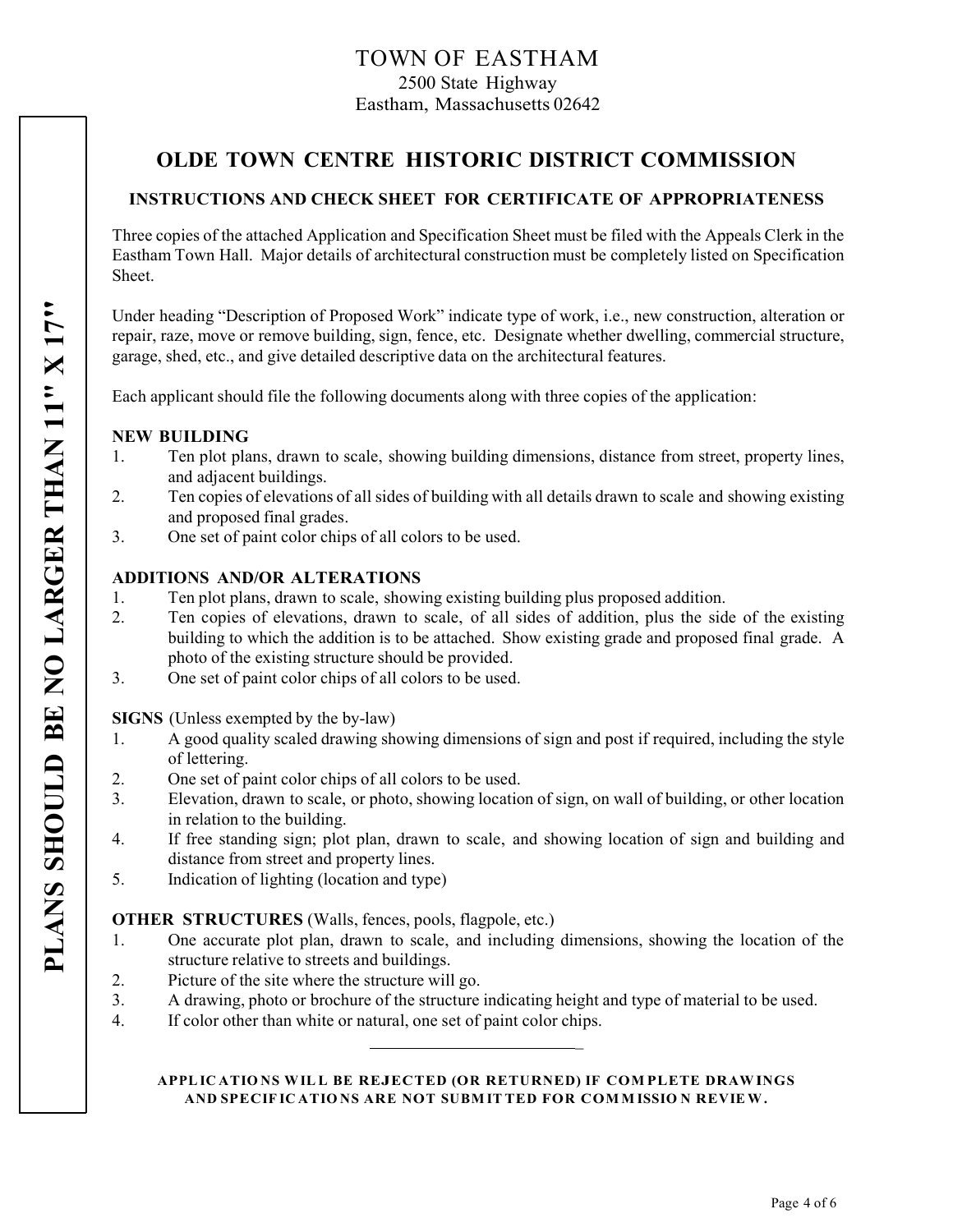TOWN OF EASTHAM
2500 State Highway
Eastham, Massachusetts 02642

**PLANS SHOULD BE NO LARGER THAN 11" X 17"**

# OLDE TOWN CENTRE HISTORIC DISTRICT COMMISSION

## INSTRUCTIONS AND CHECK SHEET FOR CERTIFICATE OF APPROPRIATENESS

Three copies of the attached Application and Specification Sheet must be filed with the Appeals Clerk in the Eastham Town Hall. Major details of architectural construction must be completely listed on Specification Sheet.

Under heading "Description of Proposed Work" indicate type of work, i.e., new construction, alteration or repair, raze, move or remove building, sign, fence, etc. Designate whether dwelling, commercial structure, garage, shed, etc., and give detailed descriptive data on the architectural features.

Each applicant should file the following documents along with three copies of the application:

**NEW BUILDING**

1. Ten plot plans, drawn to scale, showing building dimensions, distance from street, property lines, and adjacent buildings.
2. Ten copies of elevations of all sides of building with all details drawn to scale and showing existing and proposed final grades.
3. One set of paint color chips of all colors to be used.

**ADDITIONS AND/OR ALTERATIONS**

1. Ten plot plans, drawn to scale, showing existing building plus proposed addition.
2. Ten copies of elevations, drawn to scale, of all sides of addition, plus the side of the existing building to which the addition is to be attached. Show existing grade and proposed final grade. A photo of the existing structure should be provided.
3. One set of paint color chips of all colors to be used.

**SIGNS** (Unless exempted by the by-law)

1. A good quality scaled drawing showing dimensions of sign and post if required, including the style of lettering.
2. One set of paint color chips of all colors to be used.
3. Elevation, drawn to scale, or photo, showing location of sign, on wall of building, or other location in relation to the building.
4. If free standing sign; plot plan, drawn to scale, and showing location of sign and building and distance from street and property lines.
5. Indication of lighting (location and type)

**OTHER STRUCTURES** (Walls, fences, pools, flagpole, etc.)

1. One accurate plot plan, drawn to scale, and including dimensions, showing the location of the structure relative to streets and buildings.
2. Picture of the site where the structure will go.
3. A drawing, photo or brochure of the structure indicating height and type of material to be used.
4. If color other than white or natural, one set of paint color chips.

---

**APPLICATIONS WILL BE REJECTED (OR RETURNED) IF COMPLETE DRAWINGS AND SPECIFICATIONS ARE NOT SUBMITTED FOR COMMISSION REVIEW.**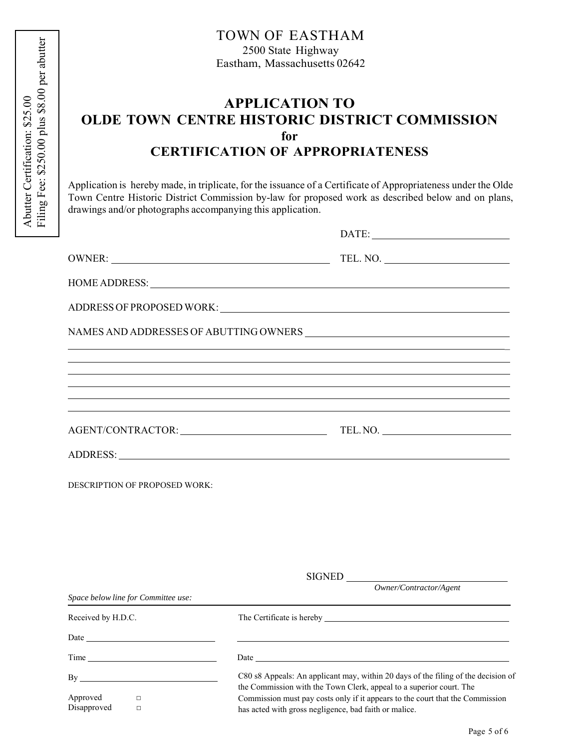Abutter Certification: $25.00
Filing Fee: $250.00 plus $8.00 per abutter

TOWN OF EASTHAM
2500 State Highway
Eastham, Massachusetts 02642

# APPLICATION TO OLDE TOWN CENTRE HISTORIC DISTRICT COMMISSION for CERTIFICATION OF APPROPRIATENESS

Application is hereby made, in triplicate, for the issuance of a Certificate of Appropriateness under the Olde Town Centre Historic District Commission by-law for proposed work as described below and on plans, drawings and/or photographs accompanying this application.

DATE: ____________________

OWNER: ________________________________ TEL. NO. ____________________

HOME ADDRESS: ____________________________________________________________

ADDRESS OF PROPOSED WORK: ________________________________________________

NAMES AND ADDRESSES OF ABUTTING OWNERS ______________________________________

______________________________________________________________________

______________________________________________________________________

______________________________________________________________________

______________________________________________________________________

______________________________________________________________________

AGENT/CONTRACTOR: ________________________ TEL. NO. ____________________

ADDRESS: ______________________________________________________________

DESCRIPTION OF PROPOSED WORK:

SIGNED ______________________________
*Owner/Contractor/Agent*

*Space below line for Committee use:*

Received by H.D.C.

Date ____________________

Time ____________________

By ____________________

Approved □
Disapproved □

The Certificate is hereby ______________________________

______________________________________________________

Date ______________________________

C80 s8 Appeals: An applicant may, within 20 days of the filing of the decision of the Commission with the Town Clerk, appeal to a superior court. The Commission must pay costs only if it appears to the court that the Commission has acted with gross negligence, bad faith or malice.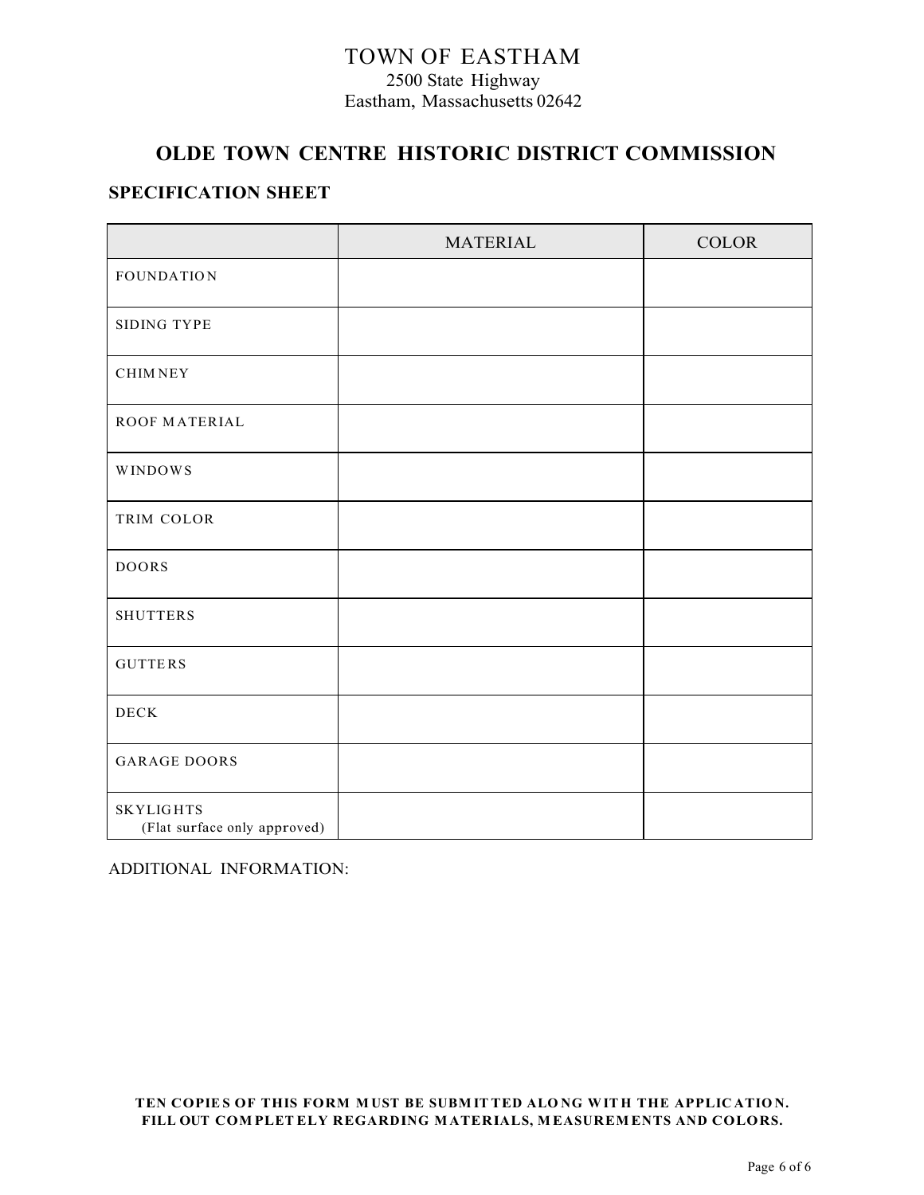TOWN OF EASTHAM
2500 State Highway
Eastham, Massachusetts 02642

# OLDE TOWN CENTRE HISTORIC DISTRICT COMMISSION

## SPECIFICATION SHEET

| | MATERIAL | COLOR |
|---|---|---|
| FOUNDATION | | |
| SIDING TYPE | | |
| CHIMNEY | | |
| ROOF MATERIAL | | |
| WINDOWS | | |
| TRIM COLOR | | |
| DOORS | | |
| SHUTTERS | | |
| GUTTERS | | |
| DECK | | |
| GARAGE DOORS | | |
| SKYLIGHTS (Flat surface only approved) | | |

ADDITIONAL INFORMATION:

**TEN COPIES OF THIS FORM MUST BE SUBMITTED ALONG WITH THE APPLICATION.**
**FILL OUT COMPLETELY REGARDING MATERIALS, MEASUREMENTS AND COLORS.**